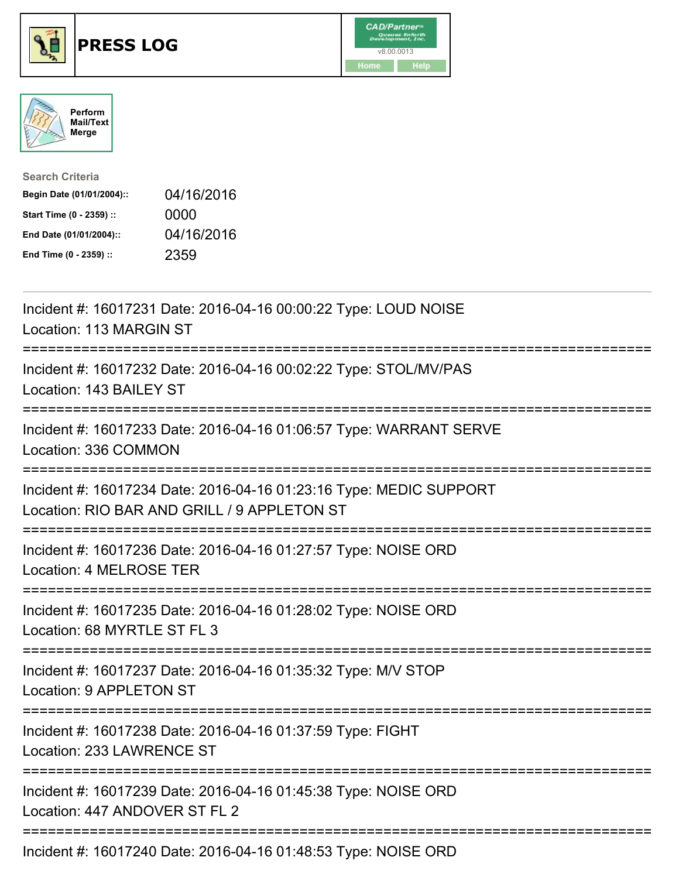# PRESS LOG

Perform Mail/Text Merge

**Search Criteria**

| | |
|---|---|
| **Begin Date (01/01/2004)::** | 04/16/2016 |
| **Start Time (0 - 2359) ::** | 0000 |
| **End Date (01/01/2004)::** | 04/16/2016 |
| **End Time (0 - 2359) ::** | 2359 |

Incident #: 16017231 Date: 2016-04-16 00:00:22 Type: LOUD NOISE
Location: 113 MARGIN ST

===========================================================================

Incident #: 16017232 Date: 2016-04-16 00:02:22 Type: STOL/MV/PAS
Location: 143 BAILEY ST

===========================================================================

Incident #: 16017233 Date: 2016-04-16 01:06:57 Type: WARRANT SERVE
Location: 336 COMMON

===========================================================================

Incident #: 16017234 Date: 2016-04-16 01:23:16 Type: MEDIC SUPPORT
Location: RIO BAR AND GRILL / 9 APPLETON ST

===========================================================================

Incident #: 16017236 Date: 2016-04-16 01:27:57 Type: NOISE ORD
Location: 4 MELROSE TER

===========================================================================

Incident #: 16017235 Date: 2016-04-16 01:28:02 Type: NOISE ORD
Location: 68 MYRTLE ST FL 3

===========================================================================

Incident #: 16017237 Date: 2016-04-16 01:35:32 Type: M/V STOP
Location: 9 APPLETON ST

===========================================================================

Incident #: 16017238 Date: 2016-04-16 01:37:59 Type: FIGHT
Location: 233 LAWRENCE ST

===========================================================================

Incident #: 16017239 Date: 2016-04-16 01:45:38 Type: NOISE ORD
Location: 447 ANDOVER ST FL 2

===========================================================================

Incident #: 16017240 Date: 2016-04-16 01:48:53 Type: NOISE ORD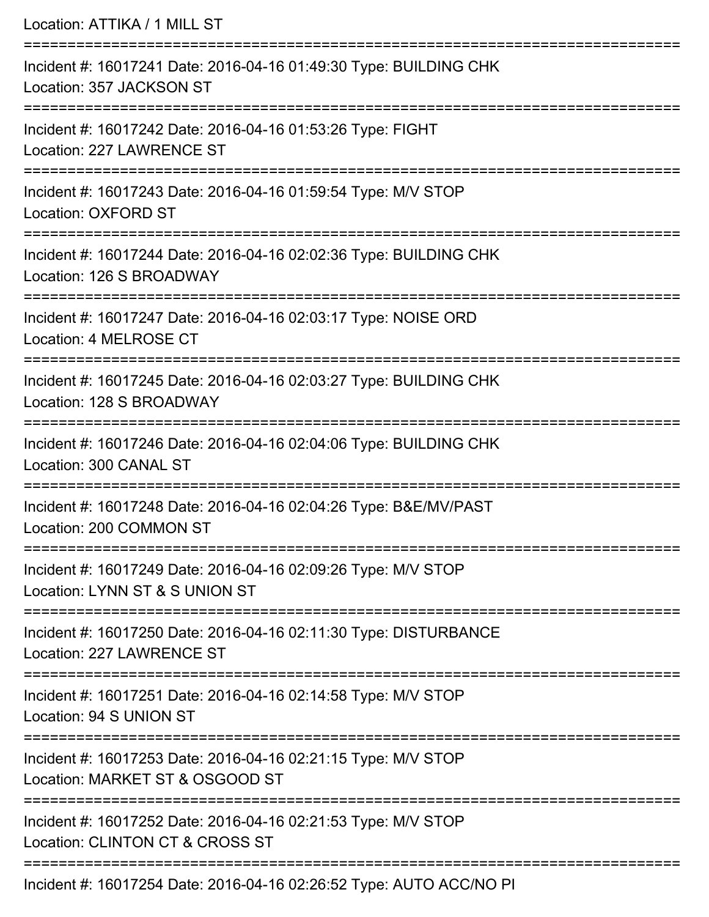Location: ATTIKA / 1 MILL ST

===========================================================================

Incident #: 16017241 Date: 2016-04-16 01:49:30 Type: BUILDING CHK
Location: 357 JACKSON ST

===========================================================================

Incident #: 16017242 Date: 2016-04-16 01:53:26 Type: FIGHT
Location: 227 LAWRENCE ST

===========================================================================

Incident #: 16017243 Date: 2016-04-16 01:59:54 Type: M/V STOP
Location: OXFORD ST

===========================================================================

Incident #: 16017244 Date: 2016-04-16 02:02:36 Type: BUILDING CHK
Location: 126 S BROADWAY

===========================================================================

Incident #: 16017247 Date: 2016-04-16 02:03:17 Type: NOISE ORD
Location: 4 MELROSE CT

===========================================================================

Incident #: 16017245 Date: 2016-04-16 02:03:27 Type: BUILDING CHK
Location: 128 S BROADWAY

===========================================================================

Incident #: 16017246 Date: 2016-04-16 02:04:06 Type: BUILDING CHK
Location: 300 CANAL ST

===========================================================================

Incident #: 16017248 Date: 2016-04-16 02:04:26 Type: B&E/MV/PAST
Location: 200 COMMON ST

===========================================================================

Incident #: 16017249 Date: 2016-04-16 02:09:26 Type: M/V STOP
Location: LYNN ST & S UNION ST

===========================================================================

Incident #: 16017250 Date: 2016-04-16 02:11:30 Type: DISTURBANCE
Location: 227 LAWRENCE ST

===========================================================================

Incident #: 16017251 Date: 2016-04-16 02:14:58 Type: M/V STOP
Location: 94 S UNION ST

===========================================================================

Incident #: 16017253 Date: 2016-04-16 02:21:15 Type: M/V STOP
Location: MARKET ST & OSGOOD ST

===========================================================================

Incident #: 16017252 Date: 2016-04-16 02:21:53 Type: M/V STOP
Location: CLINTON CT & CROSS ST

===========================================================================

Incident #: 16017254 Date: 2016-04-16 02:26:52 Type: AUTO ACC/NO PI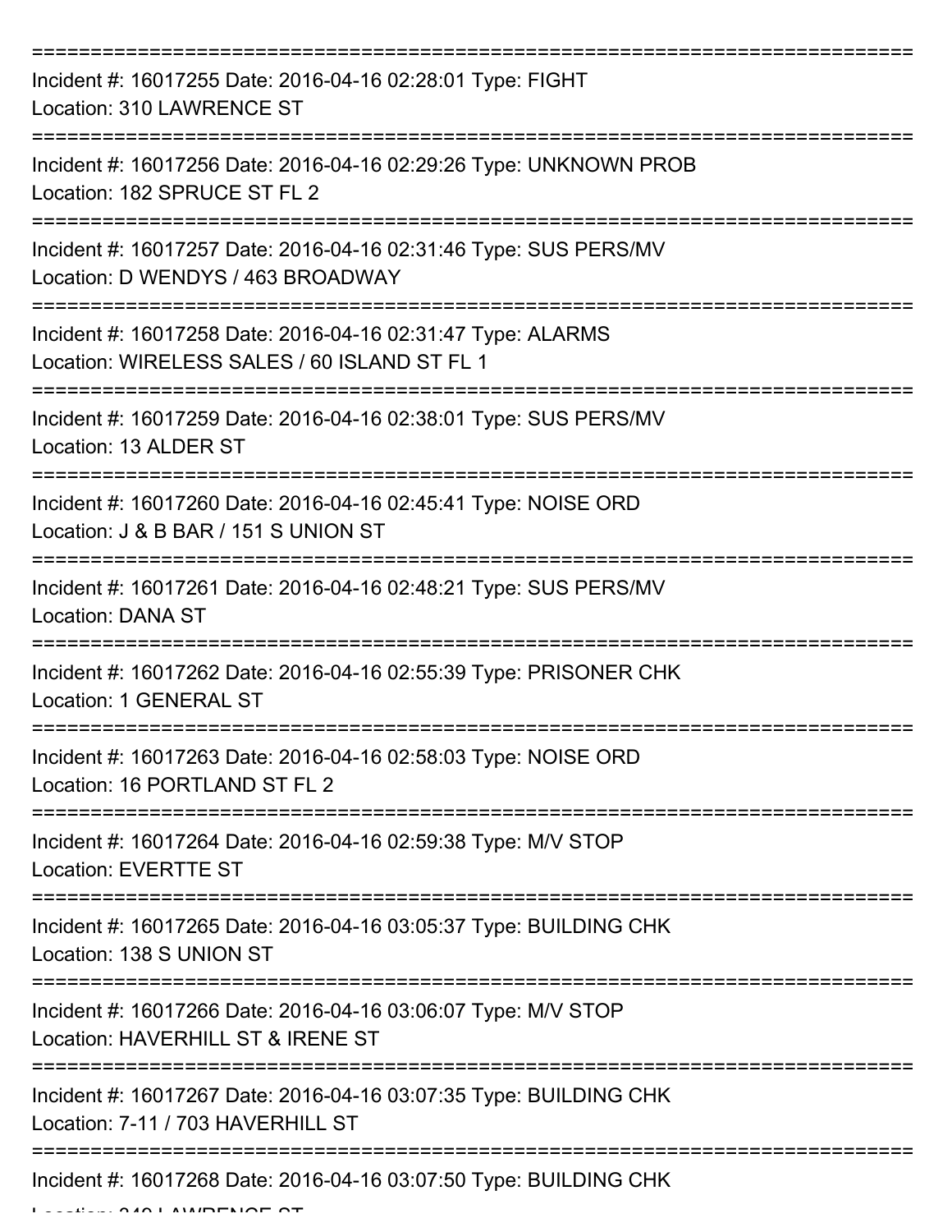===========================================================================
Incident #: 16017255 Date: 2016-04-16 02:28:01 Type: FIGHT
Location: 310 LAWRENCE ST
===========================================================================
Incident #: 16017256 Date: 2016-04-16 02:29:26 Type: UNKNOWN PROB
Location: 182 SPRUCE ST FL 2
===========================================================================
Incident #: 16017257 Date: 2016-04-16 02:31:46 Type: SUS PERS/MV
Location: D WENDYS / 463 BROADWAY
===========================================================================
Incident #: 16017258 Date: 2016-04-16 02:31:47 Type: ALARMS
Location: WIRELESS SALES / 60 ISLAND ST FL 1
===========================================================================
Incident #: 16017259 Date: 2016-04-16 02:38:01 Type: SUS PERS/MV
Location: 13 ALDER ST
===========================================================================
Incident #: 16017260 Date: 2016-04-16 02:45:41 Type: NOISE ORD
Location: J & B BAR / 151 S UNION ST
===========================================================================
Incident #: 16017261 Date: 2016-04-16 02:48:21 Type: SUS PERS/MV
Location: DANA ST
===========================================================================
Incident #: 16017262 Date: 2016-04-16 02:55:39 Type: PRISONER CHK
Location: 1 GENERAL ST
===========================================================================
Incident #: 16017263 Date: 2016-04-16 02:58:03 Type: NOISE ORD
Location: 16 PORTLAND ST FL 2
===========================================================================
Incident #: 16017264 Date: 2016-04-16 02:59:38 Type: M/V STOP
Location: EVERTTE ST
===========================================================================
Incident #: 16017265 Date: 2016-04-16 03:05:37 Type: BUILDING CHK
Location: 138 S UNION ST
===========================================================================
Incident #: 16017266 Date: 2016-04-16 03:06:07 Type: M/V STOP
Location: HAVERHILL ST & IRENE ST
===========================================================================
Incident #: 16017267 Date: 2016-04-16 03:07:35 Type: BUILDING CHK
Location: 7-11 / 703 HAVERHILL ST
===========================================================================
Incident #: 16017268 Date: 2016-04-16 03:07:50 Type: BUILDING CHK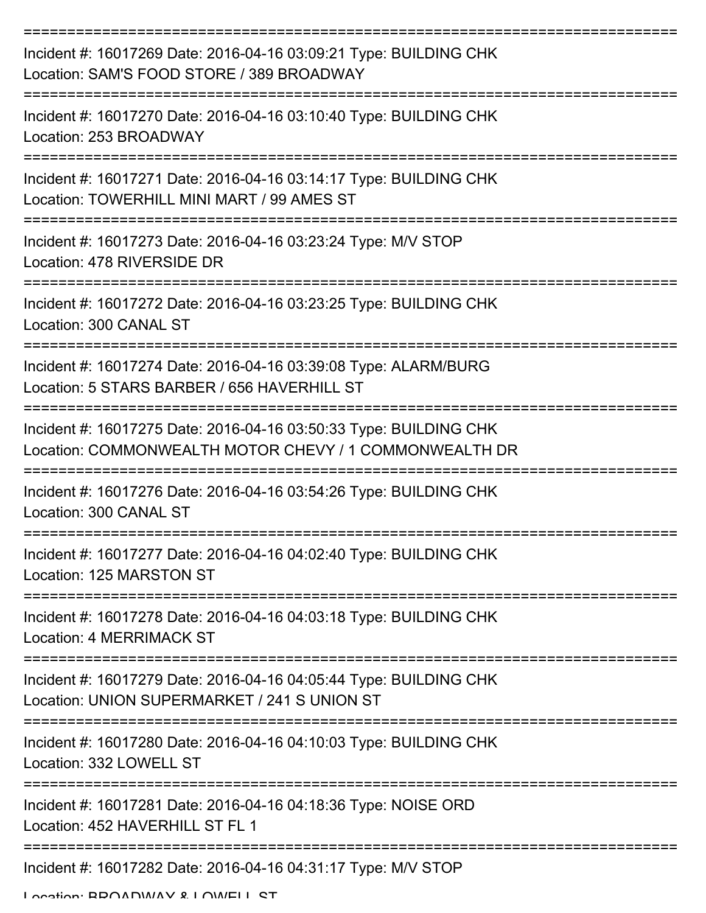===========================================================================

Incident #: 16017269 Date: 2016-04-16 03:09:21 Type: BUILDING CHK
Location: SAM'S FOOD STORE / 389 BROADWAY

===========================================================================

Incident #: 16017270 Date: 2016-04-16 03:10:40 Type: BUILDING CHK
Location: 253 BROADWAY

===========================================================================

Incident #: 16017271 Date: 2016-04-16 03:14:17 Type: BUILDING CHK
Location: TOWERHILL MINI MART / 99 AMES ST

===========================================================================

Incident #: 16017273 Date: 2016-04-16 03:23:24 Type: M/V STOP
Location: 478 RIVERSIDE DR

===========================================================================

Incident #: 16017272 Date: 2016-04-16 03:23:25 Type: BUILDING CHK
Location: 300 CANAL ST

===========================================================================

Incident #: 16017274 Date: 2016-04-16 03:39:08 Type: ALARM/BURG
Location: 5 STARS BARBER / 656 HAVERHILL ST

===========================================================================

Incident #: 16017275 Date: 2016-04-16 03:50:33 Type: BUILDING CHK
Location: COMMONWEALTH MOTOR CHEVY / 1 COMMONWEALTH DR

===========================================================================

Incident #: 16017276 Date: 2016-04-16 03:54:26 Type: BUILDING CHK
Location: 300 CANAL ST

===========================================================================

Incident #: 16017277 Date: 2016-04-16 04:02:40 Type: BUILDING CHK
Location: 125 MARSTON ST

===========================================================================

Incident #: 16017278 Date: 2016-04-16 04:03:18 Type: BUILDING CHK
Location: 4 MERRIMACK ST

===========================================================================

Incident #: 16017279 Date: 2016-04-16 04:05:44 Type: BUILDING CHK
Location: UNION SUPERMARKET / 241 S UNION ST

===========================================================================

Incident #: 16017280 Date: 2016-04-16 04:10:03 Type: BUILDING CHK
Location: 332 LOWELL ST

===========================================================================

Incident #: 16017281 Date: 2016-04-16 04:18:36 Type: NOISE ORD
Location: 452 HAVERHILL ST FL 1

===========================================================================

Incident #: 16017282 Date: 2016-04-16 04:31:17 Type: M/V STOP
Location: BROADWAY & LOWELL ST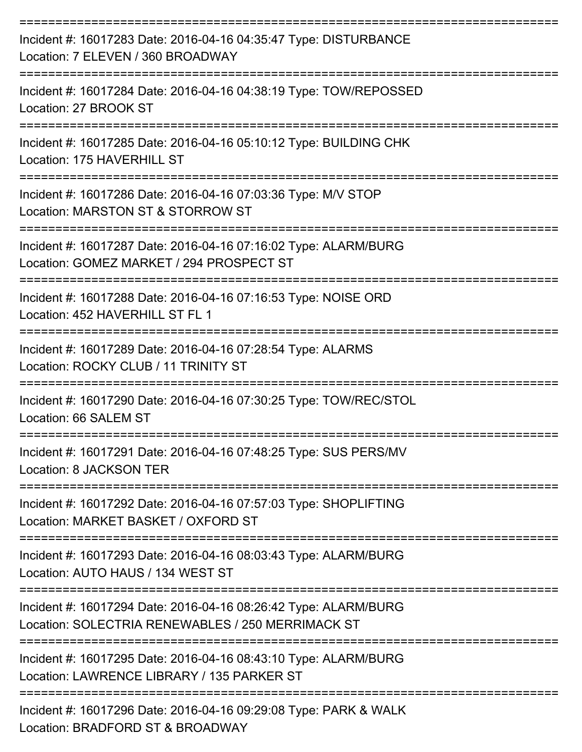===========================================================================

Incident #: 16017283 Date: 2016-04-16 04:35:47 Type: DISTURBANCE

Location: 7 ELEVEN / 360 BROADWAY

===========================================================================

Incident #: 16017284 Date: 2016-04-16 04:38:19 Type: TOW/REPOSSED

Location: 27 BROOK ST

===========================================================================

Incident #: 16017285 Date: 2016-04-16 05:10:12 Type: BUILDING CHK

Location: 175 HAVERHILL ST

===========================================================================

Incident #: 16017286 Date: 2016-04-16 07:03:36 Type: M/V STOP

Location: MARSTON ST & STORROW ST

===========================================================================

Incident #: 16017287 Date: 2016-04-16 07:16:02 Type: ALARM/BURG

Location: GOMEZ MARKET / 294 PROSPECT ST

===========================================================================

Incident #: 16017288 Date: 2016-04-16 07:16:53 Type: NOISE ORD

Location: 452 HAVERHILL ST FL 1

===========================================================================

Incident #: 16017289 Date: 2016-04-16 07:28:54 Type: ALARMS

Location: ROCKY CLUB / 11 TRINITY ST

===========================================================================

Incident #: 16017290 Date: 2016-04-16 07:30:25 Type: TOW/REC/STOL

Location: 66 SALEM ST

===========================================================================

Incident #: 16017291 Date: 2016-04-16 07:48:25 Type: SUS PERS/MV

Location: 8 JACKSON TER

===========================================================================

Incident #: 16017292 Date: 2016-04-16 07:57:03 Type: SHOPLIFTING

Location: MARKET BASKET / OXFORD ST

===========================================================================

Incident #: 16017293 Date: 2016-04-16 08:03:43 Type: ALARM/BURG

Location: AUTO HAUS / 134 WEST ST

===========================================================================

Incident #: 16017294 Date: 2016-04-16 08:26:42 Type: ALARM/BURG

Location: SOLECTRIA RENEWABLES / 250 MERRIMACK ST

===========================================================================

Incident #: 16017295 Date: 2016-04-16 08:43:10 Type: ALARM/BURG

Location: LAWRENCE LIBRARY / 135 PARKER ST

===========================================================================

Incident #: 16017296 Date: 2016-04-16 09:29:08 Type: PARK & WALK

Location: BRADFORD ST & BROADWAY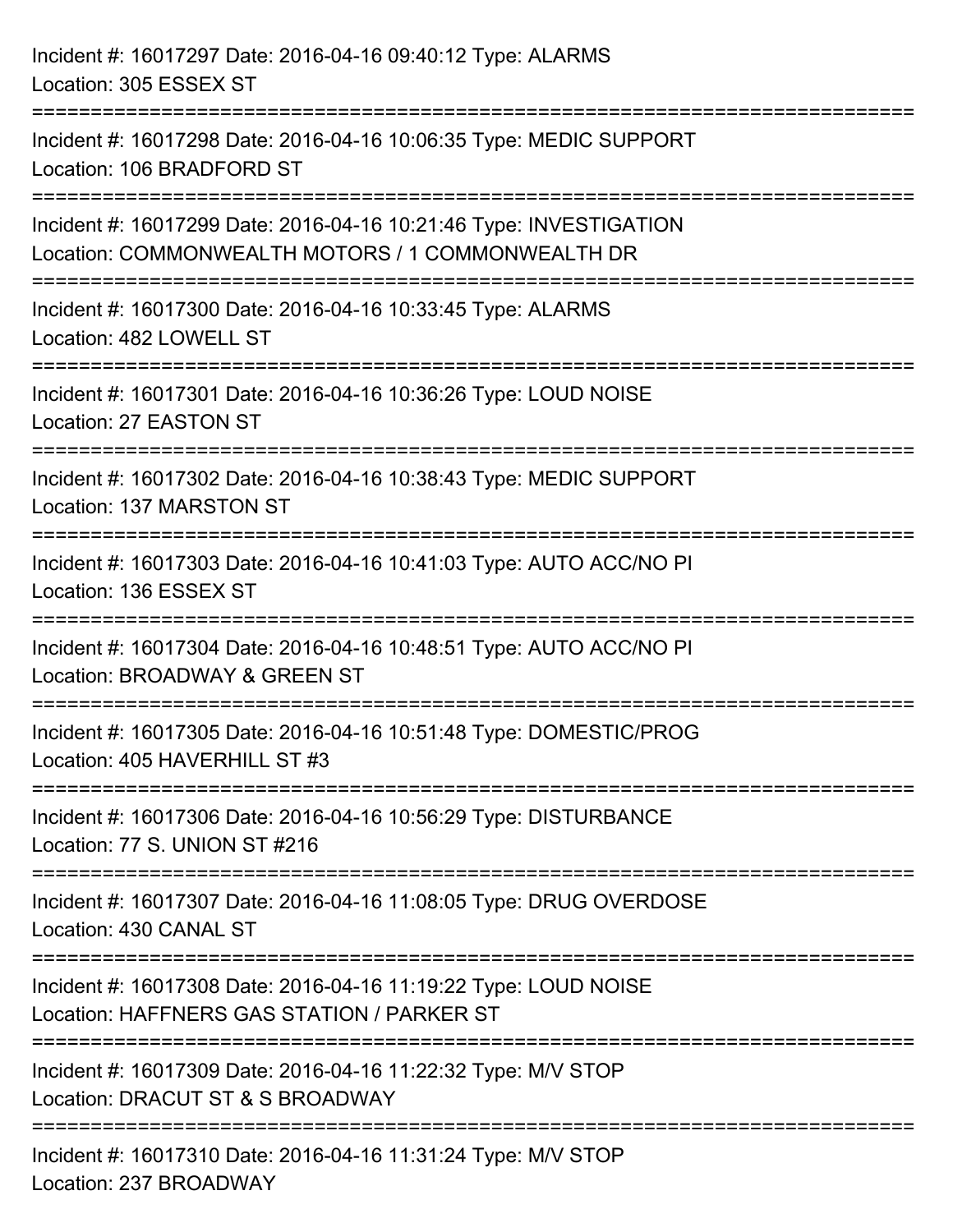Incident #: 16017297 Date: 2016-04-16 09:40:12 Type: ALARMS
Location: 305 ESSEX ST

===========================================================================

Incident #: 16017298 Date: 2016-04-16 10:06:35 Type: MEDIC SUPPORT
Location: 106 BRADFORD ST

===========================================================================

Incident #: 16017299 Date: 2016-04-16 10:21:46 Type: INVESTIGATION
Location: COMMONWEALTH MOTORS / 1 COMMONWEALTH DR

===========================================================================

Incident #: 16017300 Date: 2016-04-16 10:33:45 Type: ALARMS
Location: 482 LOWELL ST

===========================================================================

Incident #: 16017301 Date: 2016-04-16 10:36:26 Type: LOUD NOISE
Location: 27 EASTON ST

===========================================================================

Incident #: 16017302 Date: 2016-04-16 10:38:43 Type: MEDIC SUPPORT
Location: 137 MARSTON ST

===========================================================================

Incident #: 16017303 Date: 2016-04-16 10:41:03 Type: AUTO ACC/NO PI
Location: 136 ESSEX ST

===========================================================================

Incident #: 16017304 Date: 2016-04-16 10:48:51 Type: AUTO ACC/NO PI
Location: BROADWAY & GREEN ST

===========================================================================

Incident #: 16017305 Date: 2016-04-16 10:51:48 Type: DOMESTIC/PROG
Location: 405 HAVERHILL ST #3

===========================================================================

Incident #: 16017306 Date: 2016-04-16 10:56:29 Type: DISTURBANCE
Location: 77 S. UNION ST #216

===========================================================================

Incident #: 16017307 Date: 2016-04-16 11:08:05 Type: DRUG OVERDOSE
Location: 430 CANAL ST

===========================================================================

Incident #: 16017308 Date: 2016-04-16 11:19:22 Type: LOUD NOISE
Location: HAFFNERS GAS STATION / PARKER ST

===========================================================================

Incident #: 16017309 Date: 2016-04-16 11:22:32 Type: M/V STOP
Location: DRACUT ST & S BROADWAY

===========================================================================

Incident #: 16017310 Date: 2016-04-16 11:31:24 Type: M/V STOP
Location: 237 BROADWAY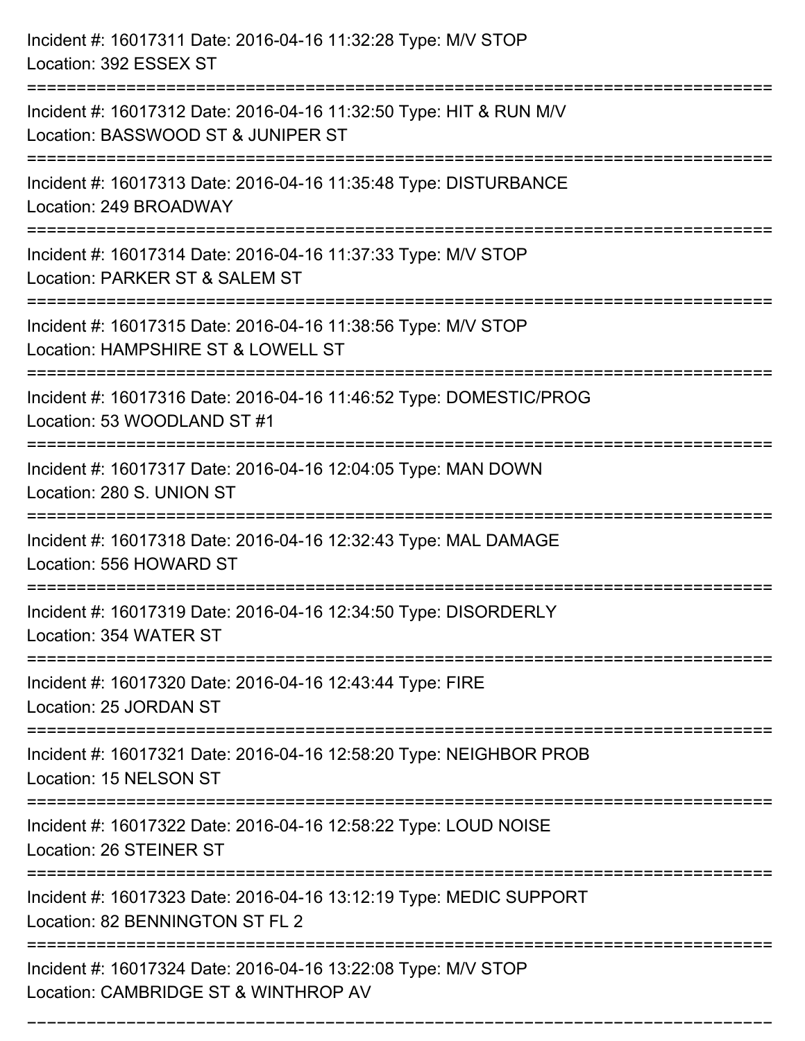Incident #: 16017311 Date: 2016-04-16 11:32:28 Type: M/V STOP
Location: 392 ESSEX ST

===========================================================================

Incident #: 16017312 Date: 2016-04-16 11:32:50 Type: HIT & RUN M/V
Location: BASSWOOD ST & JUNIPER ST

===========================================================================

Incident #: 16017313 Date: 2016-04-16 11:35:48 Type: DISTURBANCE
Location: 249 BROADWAY

===========================================================================

Incident #: 16017314 Date: 2016-04-16 11:37:33 Type: M/V STOP
Location: PARKER ST & SALEM ST

===========================================================================

Incident #: 16017315 Date: 2016-04-16 11:38:56 Type: M/V STOP
Location: HAMPSHIRE ST & LOWELL ST

===========================================================================

Incident #: 16017316 Date: 2016-04-16 11:46:52 Type: DOMESTIC/PROG
Location: 53 WOODLAND ST #1

===========================================================================

Incident #: 16017317 Date: 2016-04-16 12:04:05 Type: MAN DOWN
Location: 280 S. UNION ST

===========================================================================

Incident #: 16017318 Date: 2016-04-16 12:32:43 Type: MAL DAMAGE
Location: 556 HOWARD ST

===========================================================================

Incident #: 16017319 Date: 2016-04-16 12:34:50 Type: DISORDERLY
Location: 354 WATER ST

===========================================================================

Incident #: 16017320 Date: 2016-04-16 12:43:44 Type: FIRE
Location: 25 JORDAN ST

===========================================================================

Incident #: 16017321 Date: 2016-04-16 12:58:20 Type: NEIGHBOR PROB
Location: 15 NELSON ST

===========================================================================

Incident #: 16017322 Date: 2016-04-16 12:58:22 Type: LOUD NOISE
Location: 26 STEINER ST

===========================================================================

Incident #: 16017323 Date: 2016-04-16 13:12:19 Type: MEDIC SUPPORT
Location: 82 BENNINGTON ST FL 2

===========================================================================

Incident #: 16017324 Date: 2016-04-16 13:22:08 Type: M/V STOP
Location: CAMBRIDGE ST & WINTHROP AV

===========================================================================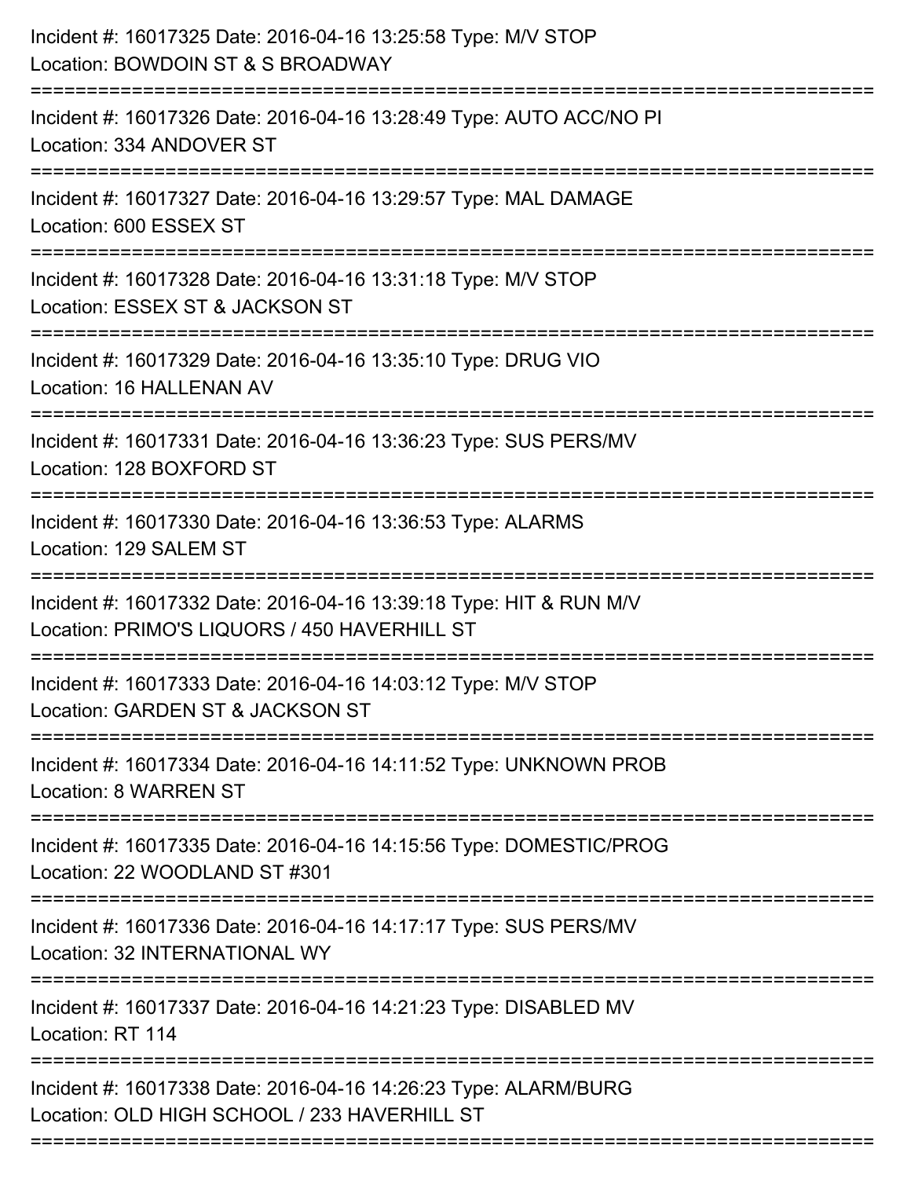Incident #: 16017325 Date: 2016-04-16 13:25:58 Type: M/V STOP
Location: BOWDOIN ST & S BROADWAY

===========================================================================

Incident #: 16017326 Date: 2016-04-16 13:28:49 Type: AUTO ACC/NO PI
Location: 334 ANDOVER ST

===========================================================================

Incident #: 16017327 Date: 2016-04-16 13:29:57 Type: MAL DAMAGE
Location: 600 ESSEX ST

===========================================================================

Incident #: 16017328 Date: 2016-04-16 13:31:18 Type: M/V STOP
Location: ESSEX ST & JACKSON ST

===========================================================================

Incident #: 16017329 Date: 2016-04-16 13:35:10 Type: DRUG VIO
Location: 16 HALLENAN AV

===========================================================================

Incident #: 16017331 Date: 2016-04-16 13:36:23 Type: SUS PERS/MV
Location: 128 BOXFORD ST

===========================================================================

Incident #: 16017330 Date: 2016-04-16 13:36:53 Type: ALARMS
Location: 129 SALEM ST

===========================================================================

Incident #: 16017332 Date: 2016-04-16 13:39:18 Type: HIT & RUN M/V
Location: PRIMO'S LIQUORS / 450 HAVERHILL ST

===========================================================================

Incident #: 16017333 Date: 2016-04-16 14:03:12 Type: M/V STOP
Location: GARDEN ST & JACKSON ST

===========================================================================

Incident #: 16017334 Date: 2016-04-16 14:11:52 Type: UNKNOWN PROB
Location: 8 WARREN ST

===========================================================================

Incident #: 16017335 Date: 2016-04-16 14:15:56 Type: DOMESTIC/PROG
Location: 22 WOODLAND ST #301

===========================================================================

Incident #: 16017336 Date: 2016-04-16 14:17:17 Type: SUS PERS/MV
Location: 32 INTERNATIONAL WY

===========================================================================

Incident #: 16017337 Date: 2016-04-16 14:21:23 Type: DISABLED MV
Location: RT 114

===========================================================================

Incident #: 16017338 Date: 2016-04-16 14:26:23 Type: ALARM/BURG
Location: OLD HIGH SCHOOL / 233 HAVERHILL ST

===========================================================================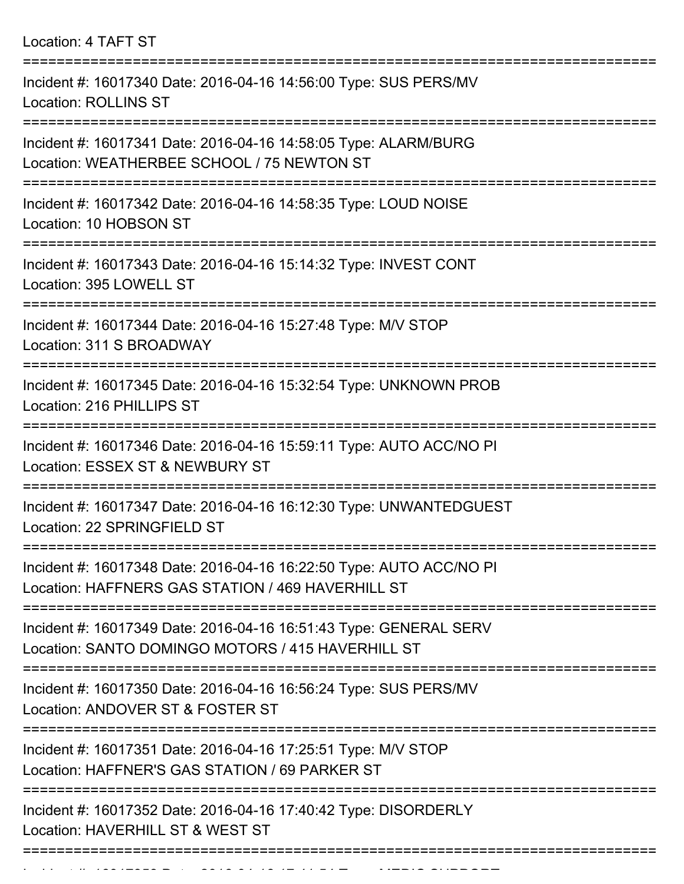Location: 4 TAFT ST

===========================================================================

Incident #: 16017340 Date: 2016-04-16 14:56:00 Type: SUS PERS/MV
Location: ROLLINS ST

===========================================================================

Incident #: 16017341 Date: 2016-04-16 14:58:05 Type: ALARM/BURG
Location: WEATHERBEE SCHOOL / 75 NEWTON ST

===========================================================================

Incident #: 16017342 Date: 2016-04-16 14:58:35 Type: LOUD NOISE
Location: 10 HOBSON ST

===========================================================================

Incident #: 16017343 Date: 2016-04-16 15:14:32 Type: INVEST CONT
Location: 395 LOWELL ST

===========================================================================

Incident #: 16017344 Date: 2016-04-16 15:27:48 Type: M/V STOP
Location: 311 S BROADWAY

===========================================================================

Incident #: 16017345 Date: 2016-04-16 15:32:54 Type: UNKNOWN PROB
Location: 216 PHILLIPS ST

===========================================================================

Incident #: 16017346 Date: 2016-04-16 15:59:11 Type: AUTO ACC/NO PI
Location: ESSEX ST & NEWBURY ST

===========================================================================

Incident #: 16017347 Date: 2016-04-16 16:12:30 Type: UNWANTEDGUEST
Location: 22 SPRINGFIELD ST

===========================================================================

Incident #: 16017348 Date: 2016-04-16 16:22:50 Type: AUTO ACC/NO PI
Location: HAFFNERS GAS STATION / 469 HAVERHILL ST

===========================================================================

Incident #: 16017349 Date: 2016-04-16 16:51:43 Type: GENERAL SERV
Location: SANTO DOMINGO MOTORS / 415 HAVERHILL ST

===========================================================================

Incident #: 16017350 Date: 2016-04-16 16:56:24 Type: SUS PERS/MV
Location: ANDOVER ST & FOSTER ST

===========================================================================

Incident #: 16017351 Date: 2016-04-16 17:25:51 Type: M/V STOP
Location: HAFFNER'S GAS STATION / 69 PARKER ST

===========================================================================

Incident #: 16017352 Date: 2016-04-16 17:40:42 Type: DISORDERLY
Location: HAVERHILL ST & WEST ST

===========================================================================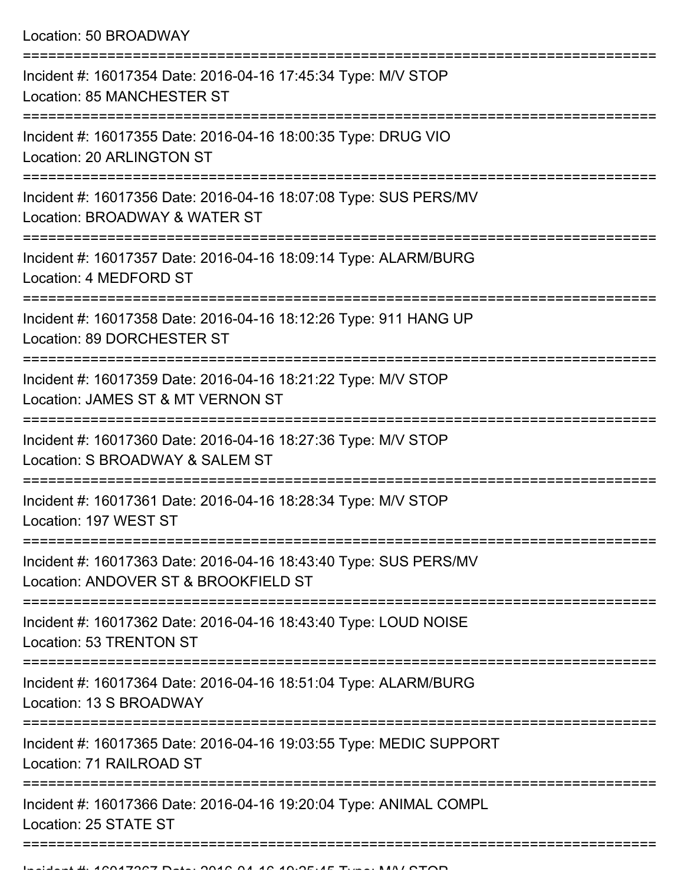Location: 50 BROADWAY

===========================================================================

Incident #: 16017354 Date: 2016-04-16 17:45:34 Type: M/V STOP
Location: 85 MANCHESTER ST

===========================================================================

Incident #: 16017355 Date: 2016-04-16 18:00:35 Type: DRUG VIO
Location: 20 ARLINGTON ST

===========================================================================

Incident #: 16017356 Date: 2016-04-16 18:07:08 Type: SUS PERS/MV
Location: BROADWAY & WATER ST

===========================================================================

Incident #: 16017357 Date: 2016-04-16 18:09:14 Type: ALARM/BURG
Location: 4 MEDFORD ST

===========================================================================

Incident #: 16017358 Date: 2016-04-16 18:12:26 Type: 911 HANG UP
Location: 89 DORCHESTER ST

===========================================================================

Incident #: 16017359 Date: 2016-04-16 18:21:22 Type: M/V STOP
Location: JAMES ST & MT VERNON ST

===========================================================================

Incident #: 16017360 Date: 2016-04-16 18:27:36 Type: M/V STOP
Location: S BROADWAY & SALEM ST

===========================================================================

Incident #: 16017361 Date: 2016-04-16 18:28:34 Type: M/V STOP
Location: 197 WEST ST

===========================================================================

Incident #: 16017363 Date: 2016-04-16 18:43:40 Type: SUS PERS/MV
Location: ANDOVER ST & BROOKFIELD ST

===========================================================================

Incident #: 16017362 Date: 2016-04-16 18:43:40 Type: LOUD NOISE
Location: 53 TRENTON ST

===========================================================================

Incident #: 16017364 Date: 2016-04-16 18:51:04 Type: ALARM/BURG
Location: 13 S BROADWAY

===========================================================================

Incident #: 16017365 Date: 2016-04-16 19:03:55 Type: MEDIC SUPPORT
Location: 71 RAILROAD ST

===========================================================================

Incident #: 16017366 Date: 2016-04-16 19:20:04 Type: ANIMAL COMPL
Location: 25 STATE ST

===========================================================================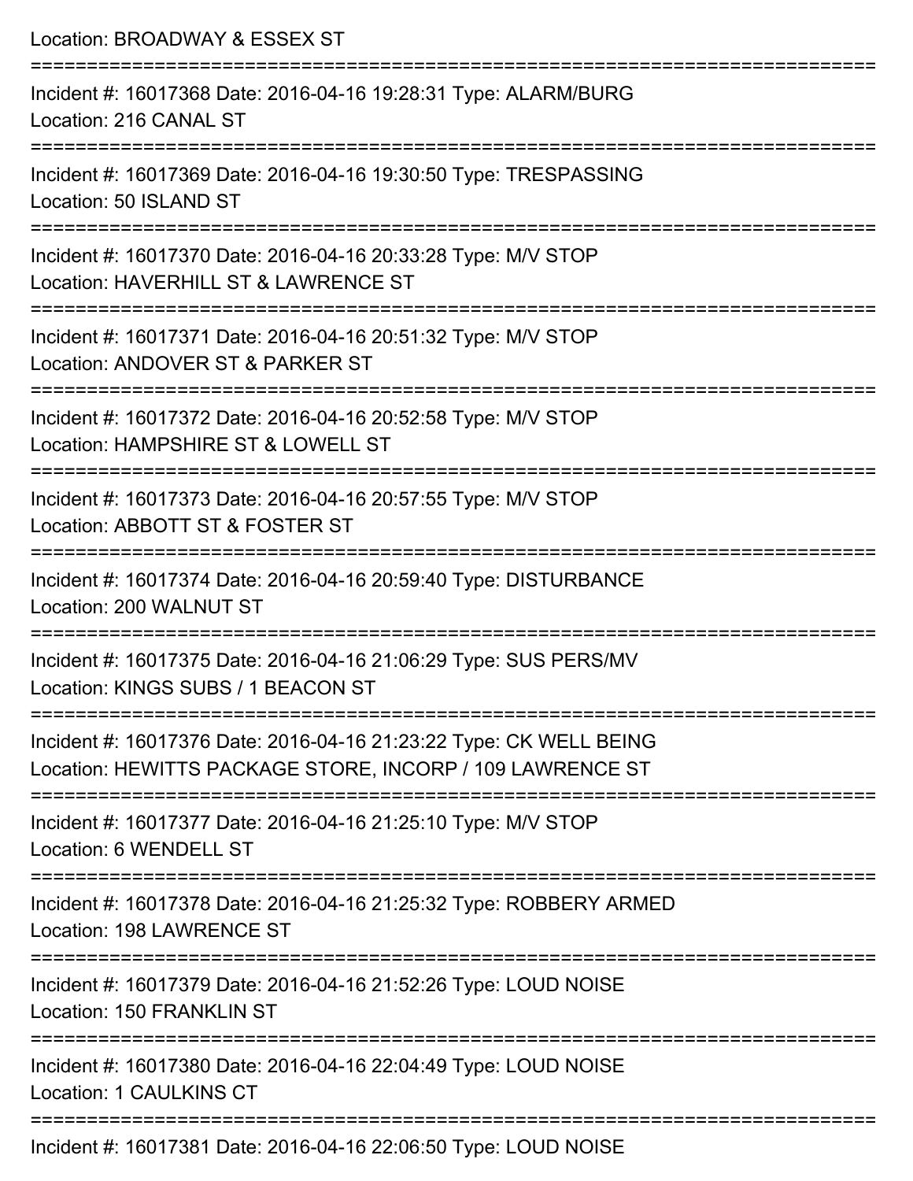Location: BROADWAY & ESSEX ST

===========================================================================

Incident #: 16017368 Date: 2016-04-16 19:28:31 Type: ALARM/BURG
Location: 216 CANAL ST

===========================================================================

Incident #: 16017369 Date: 2016-04-16 19:30:50 Type: TRESPASSING
Location: 50 ISLAND ST

===========================================================================

Incident #: 16017370 Date: 2016-04-16 20:33:28 Type: M/V STOP
Location: HAVERHILL ST & LAWRENCE ST

===========================================================================

Incident #: 16017371 Date: 2016-04-16 20:51:32 Type: M/V STOP
Location: ANDOVER ST & PARKER ST

===========================================================================

Incident #: 16017372 Date: 2016-04-16 20:52:58 Type: M/V STOP
Location: HAMPSHIRE ST & LOWELL ST

===========================================================================

Incident #: 16017373 Date: 2016-04-16 20:57:55 Type: M/V STOP
Location: ABBOTT ST & FOSTER ST

===========================================================================

Incident #: 16017374 Date: 2016-04-16 20:59:40 Type: DISTURBANCE
Location: 200 WALNUT ST

===========================================================================

Incident #: 16017375 Date: 2016-04-16 21:06:29 Type: SUS PERS/MV
Location: KINGS SUBS / 1 BEACON ST

===========================================================================

Incident #: 16017376 Date: 2016-04-16 21:23:22 Type: CK WELL BEING
Location: HEWITTS PACKAGE STORE, INCORP / 109 LAWRENCE ST

===========================================================================

Incident #: 16017377 Date: 2016-04-16 21:25:10 Type: M/V STOP
Location: 6 WENDELL ST

===========================================================================

Incident #: 16017378 Date: 2016-04-16 21:25:32 Type: ROBBERY ARMED
Location: 198 LAWRENCE ST

===========================================================================

Incident #: 16017379 Date: 2016-04-16 21:52:26 Type: LOUD NOISE
Location: 150 FRANKLIN ST

===========================================================================

Incident #: 16017380 Date: 2016-04-16 22:04:49 Type: LOUD NOISE
Location: 1 CAULKINS CT

===========================================================================

Incident #: 16017381 Date: 2016-04-16 22:06:50 Type: LOUD NOISE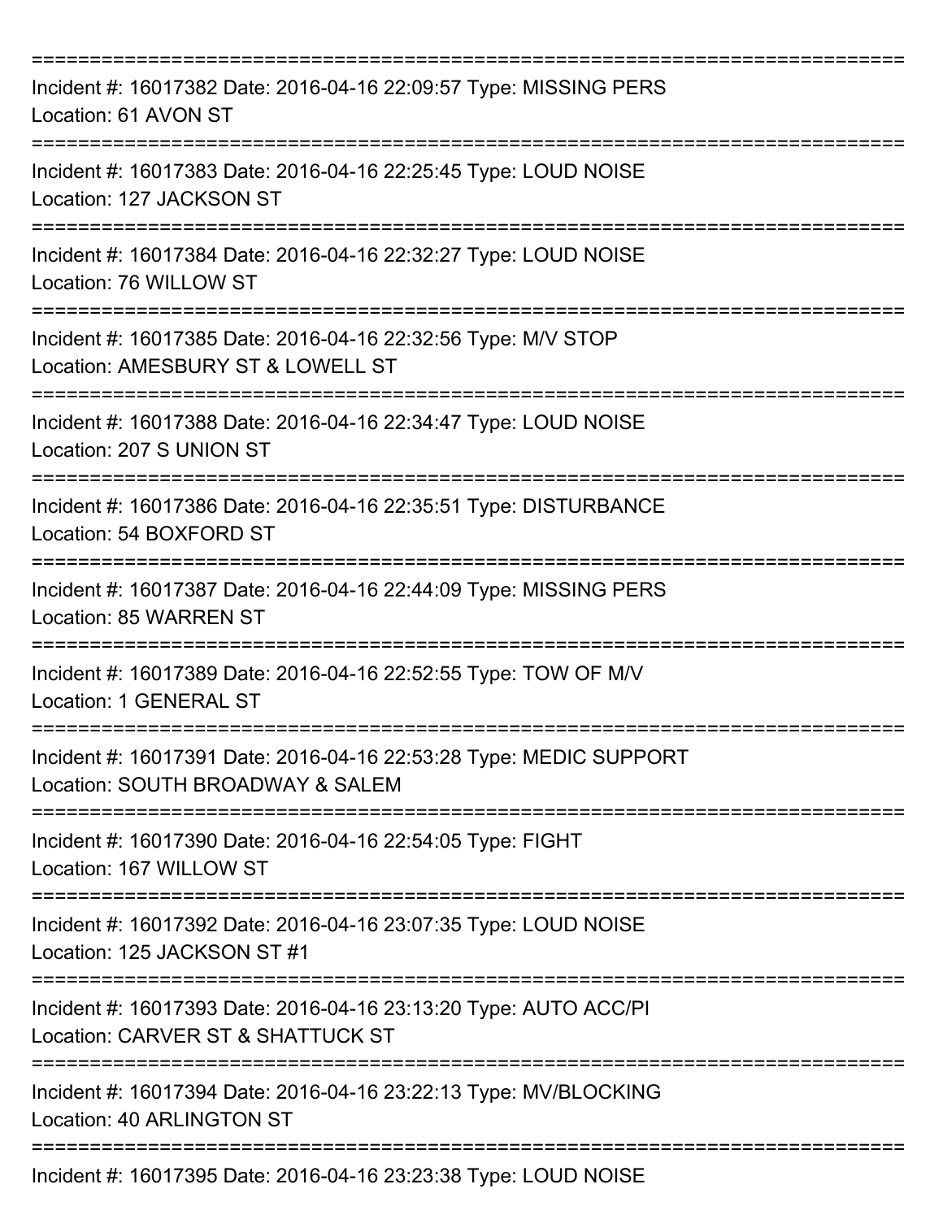===========================================================================

Incident #: 16017382 Date: 2016-04-16 22:09:57 Type: MISSING PERS
Location: 61 AVON ST

===========================================================================

Incident #: 16017383 Date: 2016-04-16 22:25:45 Type: LOUD NOISE
Location: 127 JACKSON ST

===========================================================================

Incident #: 16017384 Date: 2016-04-16 22:32:27 Type: LOUD NOISE
Location: 76 WILLOW ST

===========================================================================

Incident #: 16017385 Date: 2016-04-16 22:32:56 Type: M/V STOP
Location: AMESBURY ST & LOWELL ST

===========================================================================

Incident #: 16017388 Date: 2016-04-16 22:34:47 Type: LOUD NOISE
Location: 207 S UNION ST

===========================================================================

Incident #: 16017386 Date: 2016-04-16 22:35:51 Type: DISTURBANCE
Location: 54 BOXFORD ST

===========================================================================

Incident #: 16017387 Date: 2016-04-16 22:44:09 Type: MISSING PERS
Location: 85 WARREN ST

===========================================================================

Incident #: 16017389 Date: 2016-04-16 22:52:55 Type: TOW OF M/V
Location: 1 GENERAL ST

===========================================================================

Incident #: 16017391 Date: 2016-04-16 22:53:28 Type: MEDIC SUPPORT
Location: SOUTH BROADWAY & SALEM

===========================================================================

Incident #: 16017390 Date: 2016-04-16 22:54:05 Type: FIGHT
Location: 167 WILLOW ST

===========================================================================

Incident #: 16017392 Date: 2016-04-16 23:07:35 Type: LOUD NOISE
Location: 125 JACKSON ST #1

===========================================================================

Incident #: 16017393 Date: 2016-04-16 23:13:20 Type: AUTO ACC/PI
Location: CARVER ST & SHATTUCK ST

===========================================================================

Incident #: 16017394 Date: 2016-04-16 23:22:13 Type: MV/BLOCKING
Location: 40 ARLINGTON ST

===========================================================================

Incident #: 16017395 Date: 2016-04-16 23:23:38 Type: LOUD NOISE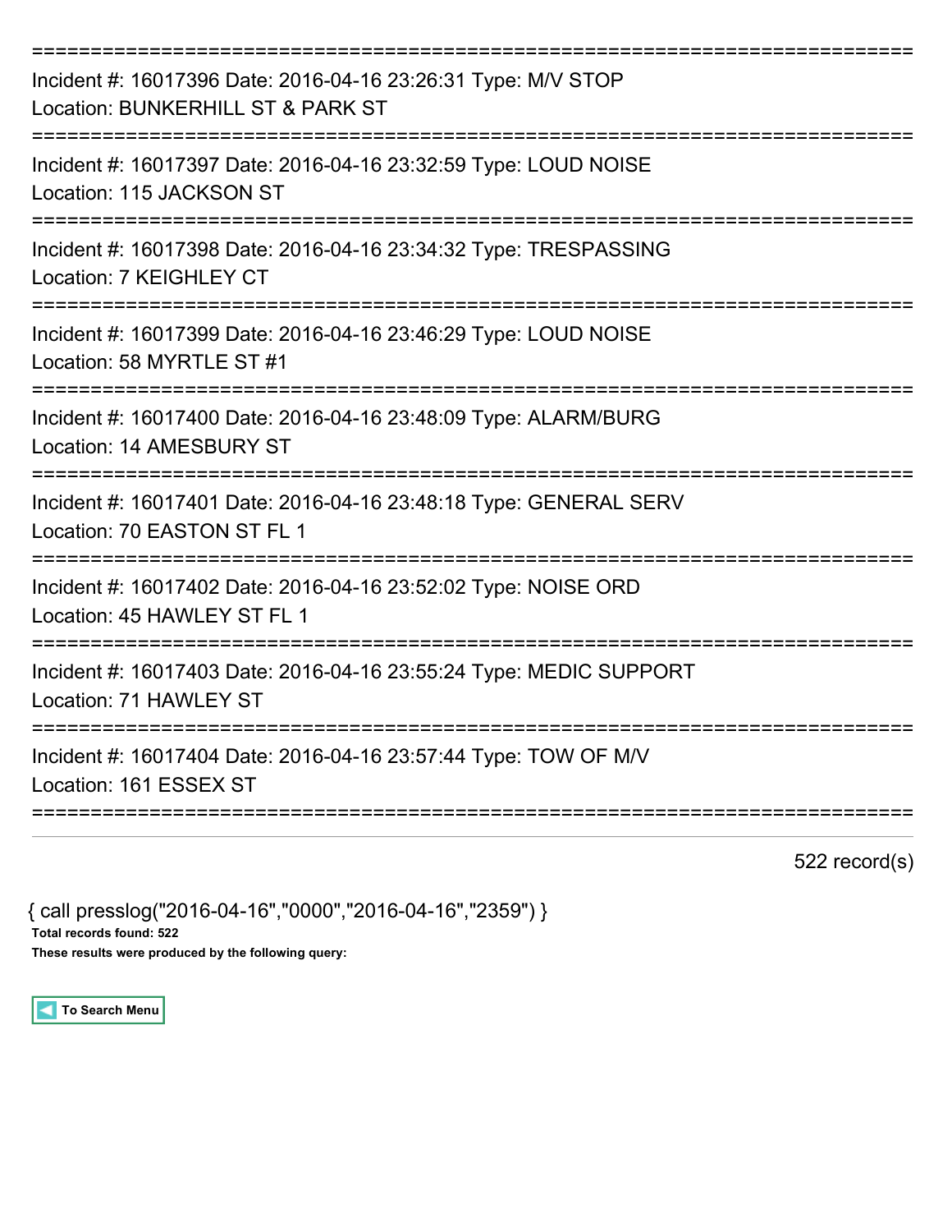===========================================================================

Incident #: 16017396 Date: 2016-04-16 23:26:31 Type: M/V STOP
Location: BUNKERHILL ST & PARK ST

===========================================================================

Incident #: 16017397 Date: 2016-04-16 23:32:59 Type: LOUD NOISE
Location: 115 JACKSON ST

===========================================================================

Incident #: 16017398 Date: 2016-04-16 23:34:32 Type: TRESPASSING
Location: 7 KEIGHLEY CT

===========================================================================

Incident #: 16017399 Date: 2016-04-16 23:46:29 Type: LOUD NOISE
Location: 58 MYRTLE ST #1

===========================================================================

Incident #: 16017400 Date: 2016-04-16 23:48:09 Type: ALARM/BURG
Location: 14 AMESBURY ST

===========================================================================

Incident #: 16017401 Date: 2016-04-16 23:48:18 Type: GENERAL SERV
Location: 70 EASTON ST FL 1

===========================================================================

Incident #: 16017402 Date: 2016-04-16 23:52:02 Type: NOISE ORD
Location: 45 HAWLEY ST FL 1

===========================================================================

Incident #: 16017403 Date: 2016-04-16 23:55:24 Type: MEDIC SUPPORT
Location: 71 HAWLEY ST

===========================================================================

Incident #: 16017404 Date: 2016-04-16 23:57:44 Type: TOW OF M/V
Location: 161 ESSEX ST

===========================================================================

522 record(s)

{ call presslog("2016-04-16","0000","2016-04-16","2359") }

**Total records found: 522**

**These results were produced by the following query:**

To Search Menu